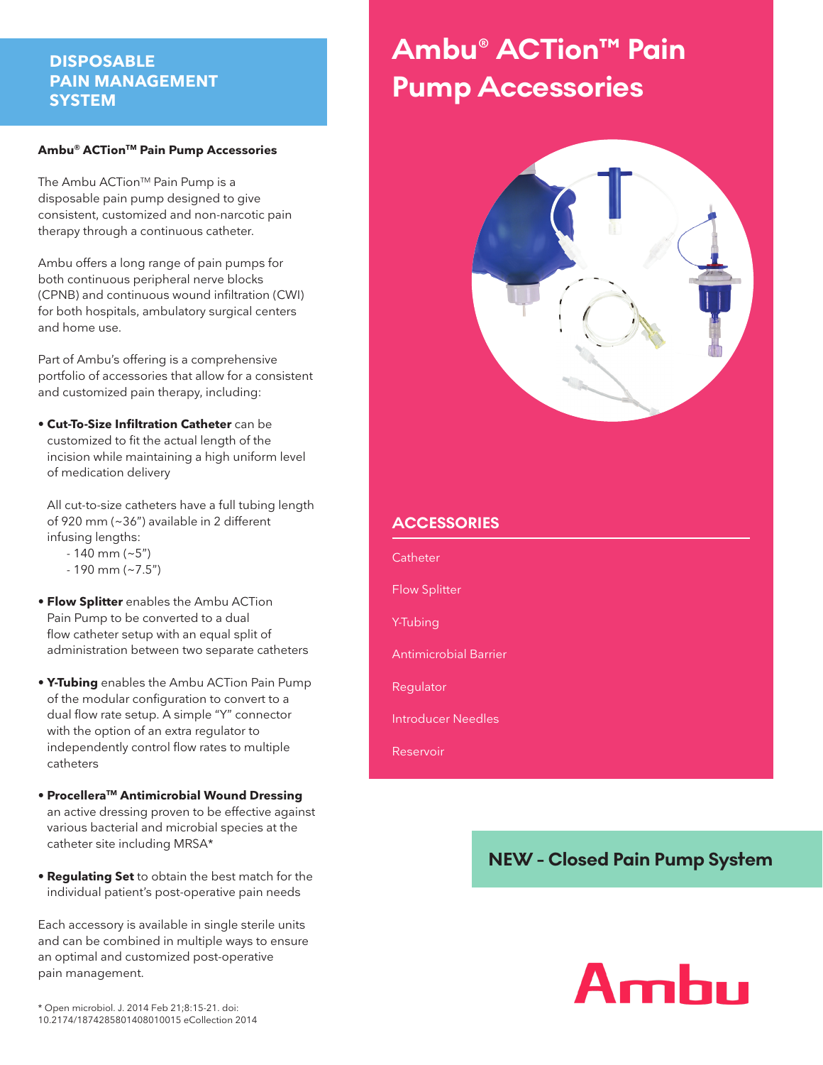# Ambu® ACTion™ Pain Pump Accessories

## DISPOSABLE PAIN MANAGEMENT SYSTEM

**Ambu® ACTion™ Pain Pump Accessories**

The Ambu ACTion™ Pain Pump is a disposable pain pump designed to give consistent, customized and non-narcotic pain therapy through a continuous catheter.

Ambu offers a long range of pain pumps for both continuous peripheral nerve blocks (CPNB) and continuous wound infiltration (CWI) for both hospitals, ambulatory surgical centers and home use.

Part of Ambu's offering is a comprehensive portfolio of accessories that allow for a consistent and customized pain therapy, including:

- **Cut-To-Size Infiltration Catheter** can be customized to fit the actual length of the incision while maintaining a high uniform level of medication delivery

  All cut-to-size catheters have a full tubing length of 920 mm (~36") available in 2 different infusing lengths:
  - 140 mm (~5")
  - 190 mm (~7.5")

- **Flow Splitter** enables the Ambu ACTion Pain Pump to be converted to a dual flow catheter setup with an equal split of administration between two separate catheters

- **Y-Tubing** enables the Ambu ACTion Pain Pump of the modular configuration to convert to a dual flow rate setup. A simple "Y" connector with the option of an extra regulator to independently control flow rates to multiple catheters

- **Procellera™ Antimicrobial Wound Dressing** an active dressing proven to be effective against various bacterial and microbial species at the catheter site including MRSA*

- **Regulating Set** to obtain the best match for the individual patient's post-operative pain needs

Each accessory is available in single sterile units and can be combined in multiple ways to ensure an optimal and customized post-operative pain management.

\* Open microbiol. J. 2014 Feb 21;8:15-21. doi: 10.2174/1874285801408010015 eCollection 2014

## ACCESSORIES

- Catheter
- Flow Splitter
- Y-Tubing
- Antimicrobial Barrier
- Regulator
- Introducer Needles
- Reservoir

**NEW - Closed Pain Pump System**

Ambu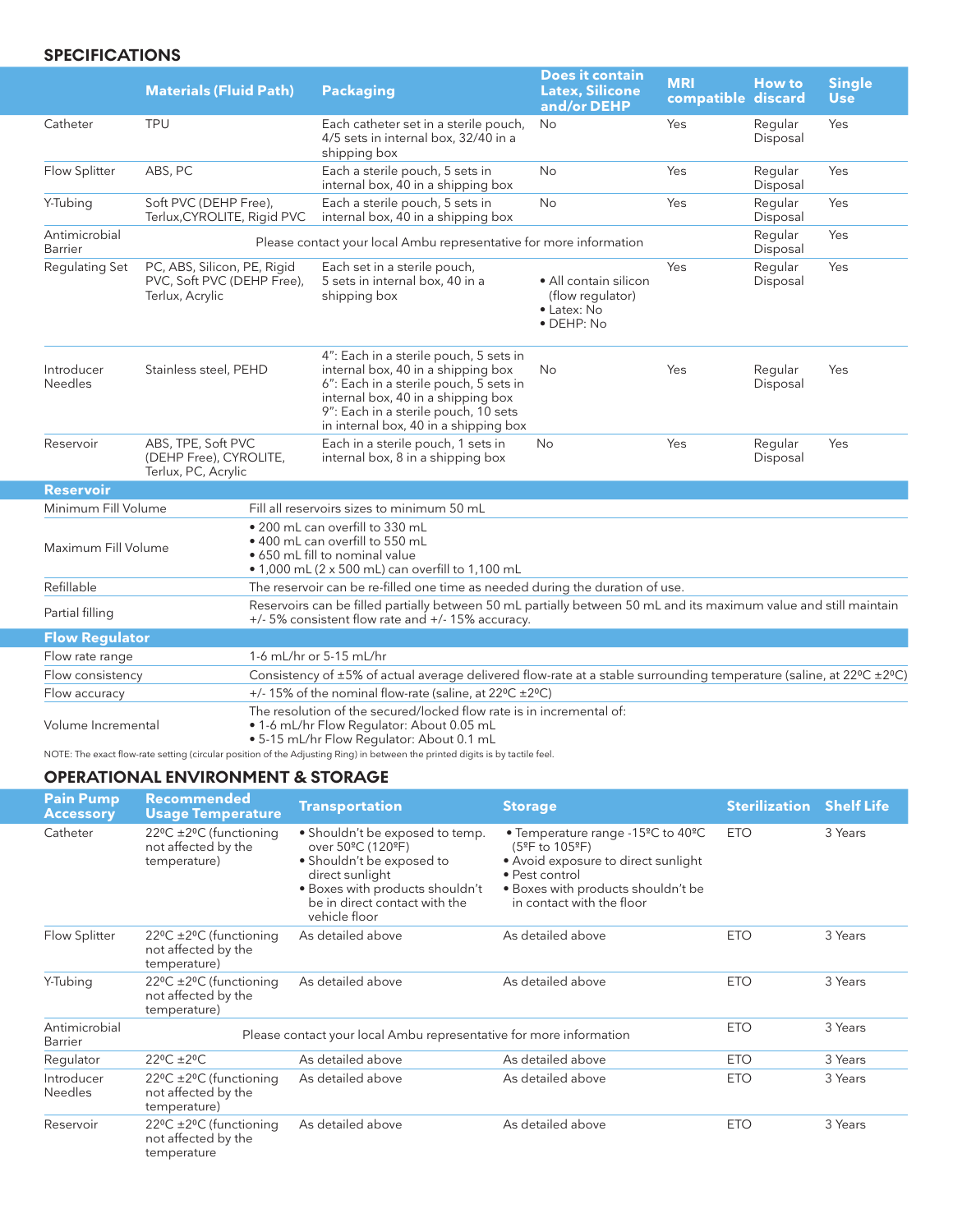## SPECIFICATIONS

| | Materials (Fluid Path) | Packaging | Does it contain Latex, Silicone and/or DEHP | MRI compatible | How to discard | Single Use |
|---|---|---|---|---|---|---|
| Catheter | TPU | Each catheter set in a sterile pouch, 4/5 sets in internal box, 32/40 in a shipping box | No | Yes | Regular Disposal | Yes |
| Flow Splitter | ABS, PC | Each a sterile pouch, 5 sets in internal box, 40 in a shipping box | No | Yes | Regular Disposal | Yes |
| Y-Tubing | Soft PVC (DEHP Free), Terlux,CYROLITE, Rigid PVC | Each a sterile pouch, 5 sets in internal box, 40 in a shipping box | No | Yes | Regular Disposal | Yes |
| Antimicrobial Barrier | Please contact your local Ambu representative for more information | | | | Regular Disposal | Yes |
| Regulating Set | PC, ABS, Silicon, PE, Rigid PVC, Soft PVC (DEHP Free), Terlux, Acrylic | Each set in a sterile pouch, 5 sets in internal box, 40 in a shipping box | • All contain silicon (flow regulator) • Latex: No • DEHP: No | Yes | Regular Disposal | Yes |
| Introducer Needles | Stainless steel, PEHD | 4": Each in a sterile pouch, 5 sets in internal box, 40 in a shipping box 6": Each in a sterile pouch, 5 sets in internal box, 40 in a shipping box 9": Each in a sterile pouch, 10 sets in internal box, 40 in a shipping box | No | Yes | Regular Disposal | Yes |
| Reservoir | ABS, TPE, Soft PVC (DEHP Free), CYROLITE, Terlux, PC, Acrylic | Each in a sterile pouch, 1 sets in internal box, 8 in a shipping box | No | Yes | Regular Disposal | Yes |

| Reservoir | |
|---|---|
| Minimum Fill Volume | Fill all reservoirs sizes to minimum 50 mL |
| Maximum Fill Volume | • 200 mL can overfill to 330 mL<br>• 400 mL can overfill to 550 mL<br>• 650 mL fill to nominal value<br>• 1,000 mL (2 x 500 mL) can overfill to 1,100 mL |
| Refillable | The reservoir can be re-filled one time as needed during the duration of use. |
| Partial filling | Reservoirs can be filled partially between 50 mL partially between 50 mL and its maximum value and still maintain +/- 5% consistent flow rate and +/- 15% accuracy. |
| **Flow Regulator** | |
| Flow rate range | 1-6 mL/hr or 5-15 mL/hr |
| Flow consistency | Consistency of ±5% of actual average delivered flow-rate at a stable surrounding temperature (saline, at 22ºC ±2ºC) |
| Flow accuracy | +/- 15% of the nominal flow-rate (saline, at 22ºC ±2ºC) |
| Volume Incremental | The resolution of the secured/locked flow rate is in incremental of:<br>• 1-6 mL/hr Flow Regulator: About 0.05 mL<br>• 5-15 mL/hr Flow Regulator: About 0.1 mL |

NOTE: The exact flow-rate setting (circular position of the Adjusting Ring) in between the printed digits is by tactile feel.

## OPERATIONAL ENVIRONMENT & STORAGE

| Pain Pump Accessory | Recommended Usage Temperature | Transportation | Storage | Sterilization | Shelf Life |
|---|---|---|---|---|---|
| Catheter | 22ºC ±2ºC (functioning not affected by the temperature) | • Shouldn't be exposed to temp. over 50ºC (120ºF)<br>• Shouldn't be exposed to direct sunlight<br>• Boxes with products shouldn't be in direct contact with the vehicle floor | • Temperature range -15ºC to 40ºC (5ºF to 105ºF)<br>• Avoid exposure to direct sunlight<br>• Pest control<br>• Boxes with products shouldn't be in contact with the floor | ETO | 3 Years |
| Flow Splitter | 22ºC ±2ºC (functioning not affected by the temperature) | As detailed above | As detailed above | ETO | 3 Years |
| Y-Tubing | 22ºC ±2ºC (functioning not affected by the temperature) | As detailed above | As detailed above | ETO | 3 Years |
| Antimicrobial Barrier | Please contact your local Ambu representative for more information | | | ETO | 3 Years |
| Regulator | 22ºC ±2ºC | As detailed above | As detailed above | ETO | 3 Years |
| Introducer Needles | 22ºC ±2ºC (functioning not affected by the temperature) | As detailed above | As detailed above | ETO | 3 Years |
| Reservoir | 22ºC ±2ºC (functioning not affected by the temperature | As detailed above | As detailed above | ETO | 3 Years |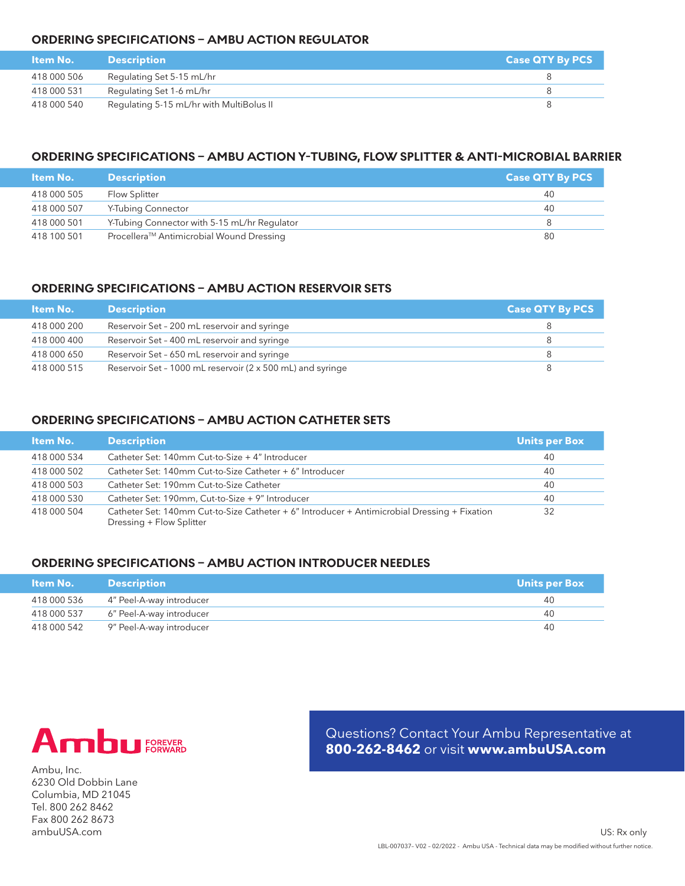## ORDERING SPECIFICATIONS – AMBU ACTION REGULATOR

| Item No. | Description | Case QTY By PCS |
|---|---|---|
| 418 000 506 | Regulating Set 5-15 mL/hr | 8 |
| 418 000 531 | Regulating Set 1-6 mL/hr | 8 |
| 418 000 540 | Regulating 5-15 mL/hr with MultiBolus II | 8 |

## ORDERING SPECIFICATIONS – AMBU ACTION Y-TUBING, FLOW SPLITTER & ANTI-MICROBIAL BARRIER

| Item No. | Description | Case QTY By PCS |
|---|---|---|
| 418 000 505 | Flow Splitter | 40 |
| 418 000 507 | Y-Tubing Connector | 40 |
| 418 000 501 | Y-Tubing Connector with 5-15 mL/hr Regulator | 8 |
| 418 100 501 | Procellera™ Antimicrobial Wound Dressing | 80 |

## ORDERING SPECIFICATIONS – AMBU ACTION RESERVOIR SETS

| Item No. | Description | Case QTY By PCS |
|---|---|---|
| 418 000 200 | Reservoir Set – 200 mL reservoir and syringe | 8 |
| 418 000 400 | Reservoir Set – 400 mL reservoir and syringe | 8 |
| 418 000 650 | Reservoir Set – 650 mL reservoir and syringe | 8 |
| 418 000 515 | Reservoir Set – 1000 mL reservoir (2 x 500 mL) and syringe | 8 |

## ORDERING SPECIFICATIONS – AMBU ACTION CATHETER SETS

| Item No. | Description | Units per Box |
|---|---|---|
| 418 000 534 | Catheter Set: 140mm Cut-to-Size + 4" Introducer | 40 |
| 418 000 502 | Catheter Set: 140mm Cut-to-Size Catheter + 6" Introducer | 40 |
| 418 000 503 | Catheter Set: 190mm Cut-to-Size Catheter | 40 |
| 418 000 530 | Catheter Set: 190mm, Cut-to-Size + 9" Introducer | 40 |
| 418 000 504 | Catheter Set: 140mm Cut-to-Size Catheter + 6" Introducer + Antimicrobial Dressing + Fixation Dressing + Flow Splitter | 32 |

## ORDERING SPECIFICATIONS – AMBU ACTION INTRODUCER NEEDLES

| Item No. | Description | Units per Box |
|---|---|---|
| 418 000 536 | 4" Peel-A-way introducer | 40 |
| 418 000 537 | 6" Peel-A-way introducer | 40 |
| 418 000 542 | 9" Peel-A-way introducer | 40 |

Ambu FOREVER FORWARD

Ambu, Inc.
6230 Old Dobbin Lane
Columbia, MD 21045
Tel. 800 262 8462
Fax 800 262 8673
ambuUSA.com

Questions? Contact Your Ambu Representative at **800-262-8462** or visit **www.ambuUSA.com**

US: Rx only

LBL-007037- V02 – 02/2022 - Ambu USA - Technical data may be modified without further notice.